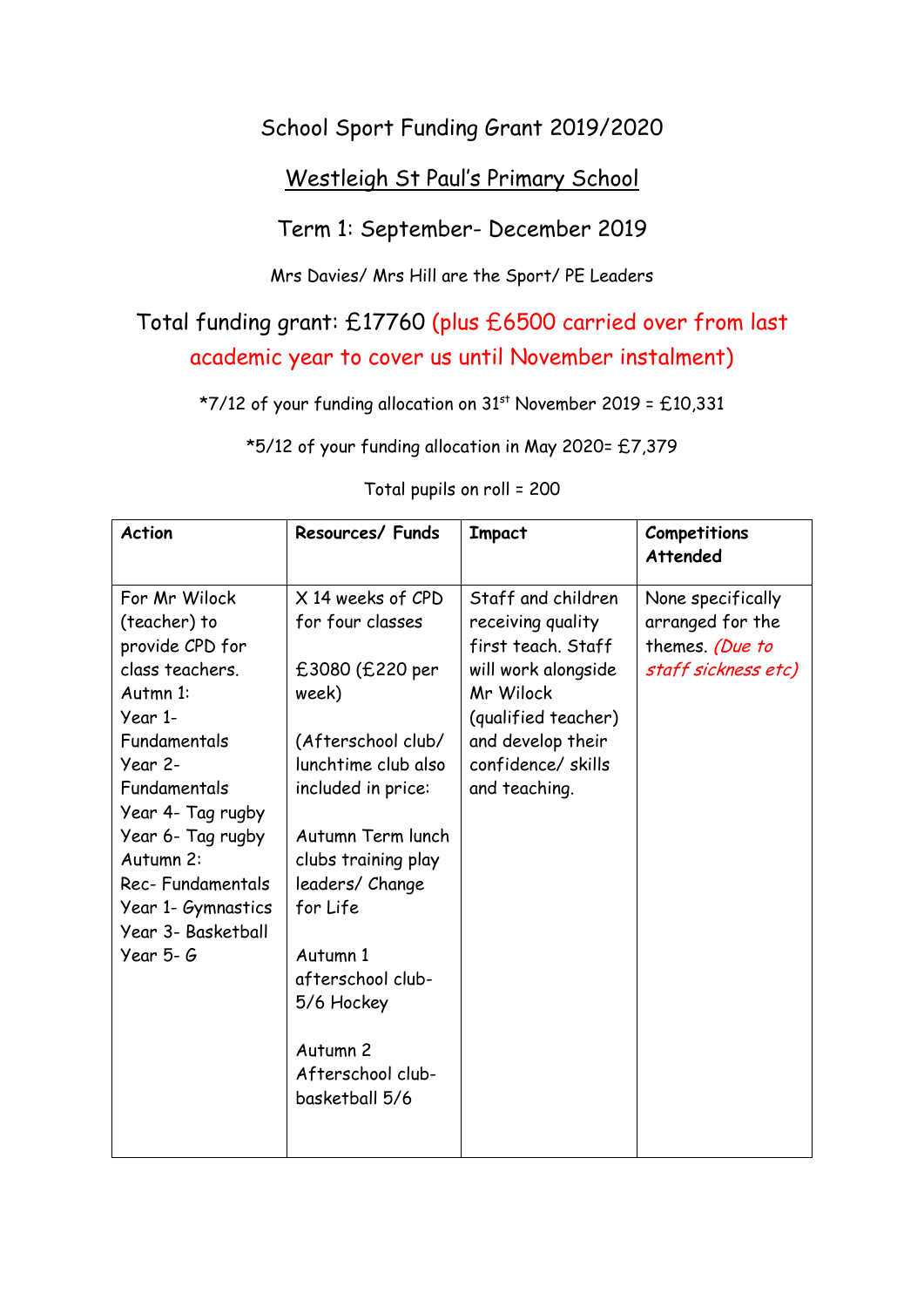# School Sport Funding Grant 2019/2020

## Westleigh St Paul's Primary School

### Term 1: September- December 2019

Mrs Davies/ Mrs Hill are the Sport/ PE Leaders

Total funding grant: £17760 (plus £6500 carried over from last academic year to cover us until November instalment)

*7/12 of your funding allocation on 31st November 2019 = £10,331

*5/12 of your funding allocation in May 2020= £7,379

Total pupils on roll = 200

| Action | Resources/ Funds | Impact | Competitions Attended |
|---|---|---|---|
| For Mr Wilock (teacher) to provide CPD for class teachers.<br>Autmn 1:<br>Year 1- Fundamentals<br>Year 2- Fundamentals<br>Year 4- Tag rugby<br>Year 6- Tag rugby<br>Autumn 2:<br>Rec- Fundamentals<br>Year 1- Gymnastics<br>Year 3- Basketball<br>Year 5- G | X 14 weeks of CPD for four classes<br><br>£3080 (£220 per week)<br><br>(Afterschool club/ lunchtime club also included in price:<br><br>Autumn Term lunch clubs training play leaders/ Change for Life<br><br>Autumn 1 afterschool club- 5/6 Hockey<br><br>Autumn 2 Afterschool club- basketball 5/6 | Staff and children receiving quality first teach. Staff will work alongside Mr Wilock (qualified teacher) and develop their confidence/ skills and teaching. | None specifically arranged for the themes. *(Due to staff sickness etc)* |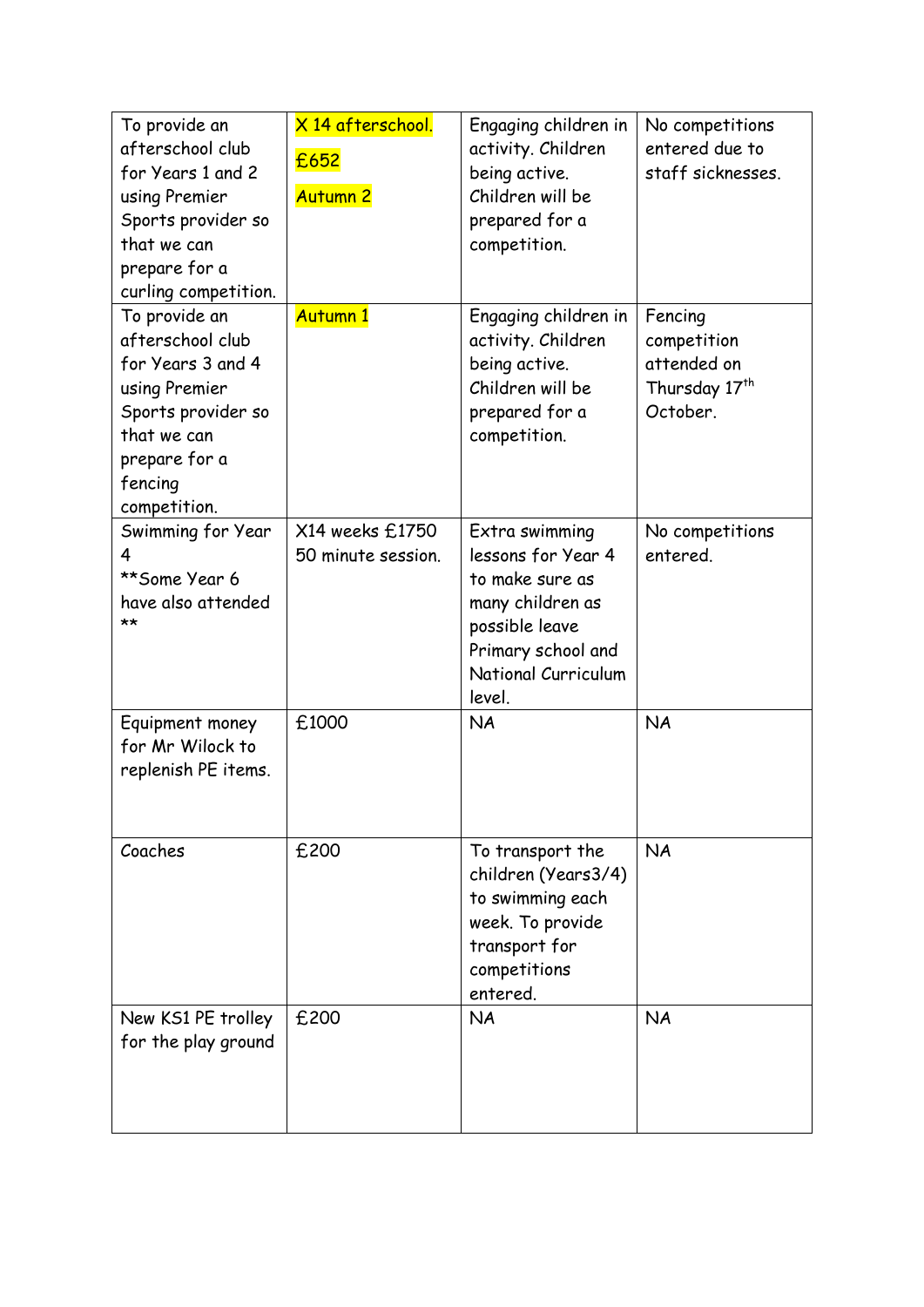| To provide an afterschool club for Years 1 and 2 using Premier Sports provider so that we can prepare for a curling competition. | X 14 afterschool. £652 Autumn 2 | Engaging children in activity. Children being active. Children will be prepared for a competition. | No competitions entered due to staff sicknesses. |
|---|---|---|---|
| To provide an afterschool club for Years 3 and 4 using Premier Sports provider so that we can prepare for a fencing competition. | Autumn 1 | Engaging children in activity. Children being active. Children will be prepared for a competition. | Fencing competition attended on Thursday 17th October. |
| Swimming for Year 4 **Some Year 6 have also attended ** | X14 weeks £1750 50 minute session. | Extra swimming lessons for Year 4 to make sure as many children as possible leave Primary school and National Curriculum level. | No competitions entered. |
| Equipment money for Mr Wilock to replenish PE items. | £1000 | NA | NA |
| Coaches | £200 | To transport the children (Years3/4) to swimming each week. To provide transport for competitions entered. | NA |
| New KS1 PE trolley for the play ground | £200 | NA | NA |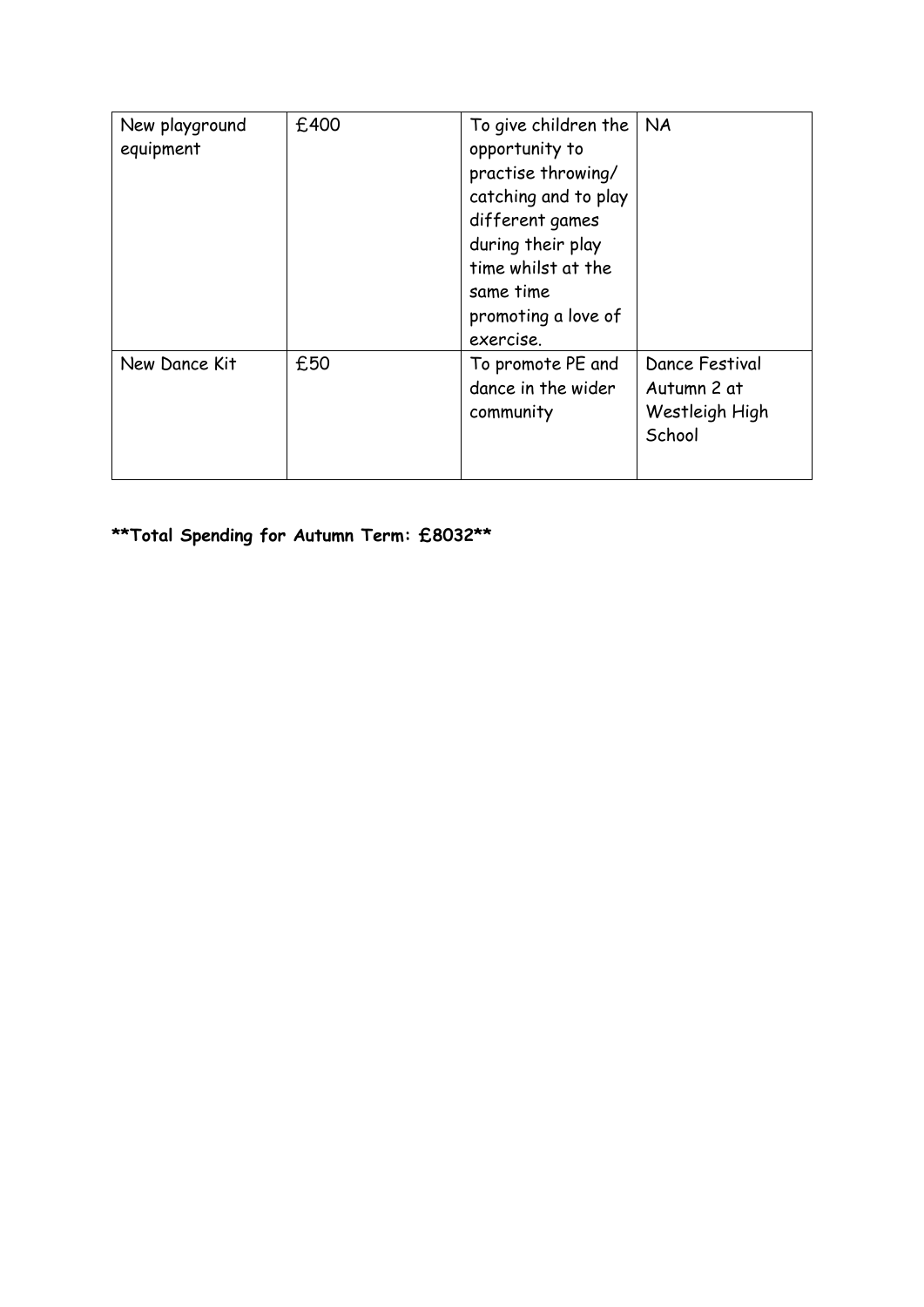| | | | |
|---|---|---|---|
| New playground equipment | £400 | To give children the opportunity to practise throwing/ catching and to play different games during their play time whilst at the same time promoting a love of exercise. | NA |
| New Dance Kit | £50 | To promote PE and dance in the wider community | Dance Festival Autumn 2 at Westleigh High School |

**Total Spending for Autumn Term: £8032**